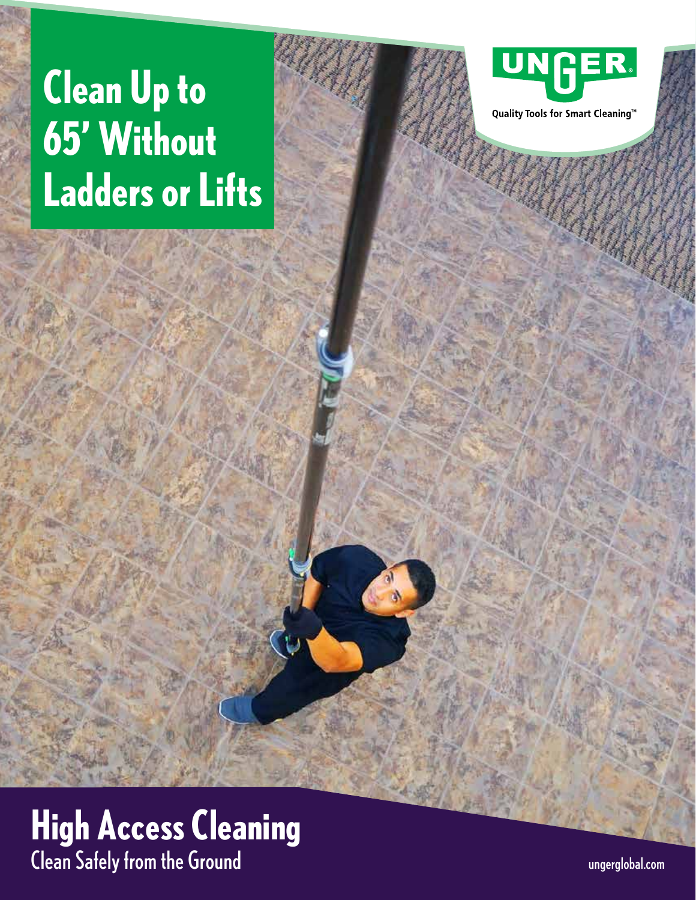# Clean Up to 65' Without Ladders or Lifts

UNGER

Quality Tools for Smart Cleaning™

## High Access Cleaning

Clean Safely from the Ground

ungerglobal.com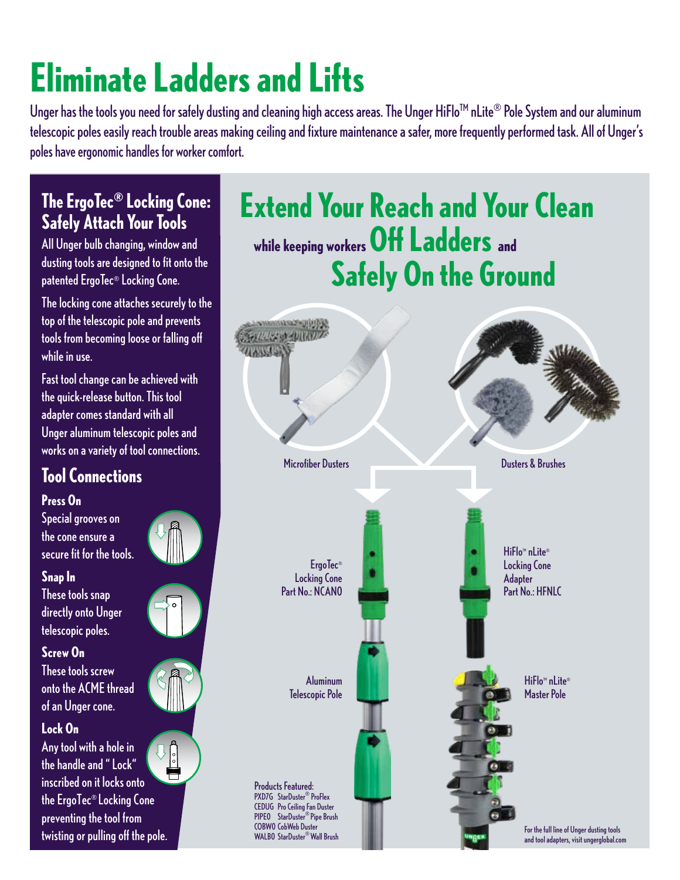# Eliminate Ladders and Lifts

Unger has the tools you need for safely dusting and cleaning high access areas. The Unger HiFlo™ nLite® Pole System and our aluminum telescopic poles easily reach trouble areas making ceiling and fixture maintenance a safer, more frequently performed task. All of Unger's poles have ergonomic handles for worker comfort.

## The ErgoTec® Locking Cone: Safely Attach Your Tools

All Unger bulb changing, window and dusting tools are designed to fit onto the patented ErgoTec® Locking Cone.

The locking cone attaches securely to the top of the telescopic pole and prevents tools from becoming loose or falling off while in use.

Fast tool change can be achieved with the quick-release button. This tool adapter comes standard with all Unger aluminum telescopic poles and works on a variety of tool connections.

## Tool Connections

### Press On

Special grooves on the cone ensure a secure fit for the tools.

### Snap In

These tools snap directly onto Unger telescopic poles.

### Screw On

These tools screw onto the ACME thread of an Unger cone.

### Lock On

Any tool with a hole in the handle and "Lock" inscribed on it locks onto the ErgoTec® Locking Cone preventing the tool from twisting or pulling off the pole.

## Extend Your Reach and Your Clean while keeping workers Off Ladders and Safely On the Ground

Microfiber Dusters

Dusters & Brushes

ErgoTec® Locking Cone Part No.: NCANO

HiFlo™ nLite® Locking Cone Adapter Part No.: HFNLC

Aluminum Telescopic Pole

HiFlo™ nLite® Master Pole

Products Featured:
PXD7G StarDuster® ProFlex
CEDUG Pro Ceiling Fan Duster
PIPE0 StarDuster® Pipe Brush
COBW0 CobWeb Duster
WALB0 StarDuster® Wall Brush

For the full line of Unger dusting tools and tool adapters, visit ungerglobal.com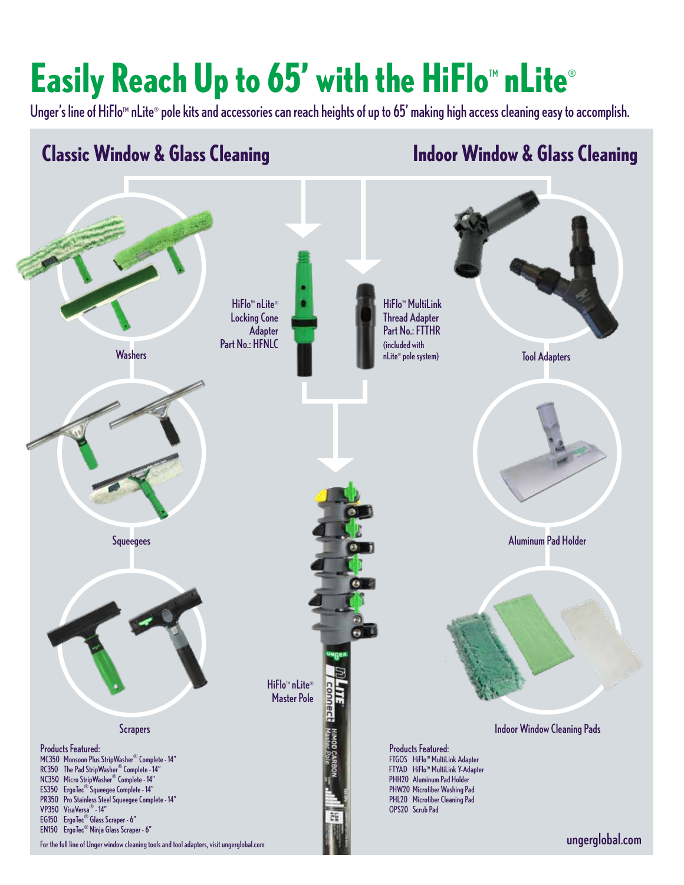# Easily Reach Up to 65' with the HiFlo™ nLite®

Unger's line of HiFlo™ nLite® pole kits and accessories can reach heights of up to 65' making high access cleaning easy to accomplish.

## Classic Window & Glass Cleaning

Washers

Squeegees

Scrapers

HiFlo™ nLite® Locking Cone Adapter Part No.: HFNLC

HiFlo™ MultiLink Thread Adapter Part No.: FTTHR (included with nLite® pole system)

HiFlo™ nLite® Master Pole

## Indoor Window & Glass Cleaning

Tool Adapters

Aluminum Pad Holder

Indoor Window Cleaning Pads

**Products Featured:**

- MC350 Monsoon Plus StripWasher® Complete - 14"
- RC350 The Pad StripWasher® Complete - 14"
- NC350 Micro StripWasher® Complete - 14"
- ES350 ErgoTec® Squeegee Complete - 14"
- PR350 Pro Stainless Steel Squeegee Complete - 14"
- VP350 VisaVersa® - 14"
- EG150 ErgoTec® Glass Scraper - 6"
- EN150 ErgoTec® Ninja Glass Scraper - 6"

For the full line of Unger window cleaning tools and tool adapters, visit ungerglobal.com

**Products Featured:**

- FTGOS HiFlo™ MultiLink Adapter
- FTYAD HiFlo™ MultiLink Y-Adapter
- PHH20 Aluminum Pad Holder
- PHW20 Microfiber Washing Pad
- PHL20 Microfiber Cleaning Pad
- OPS20 Scrub Pad

ungerglobal.com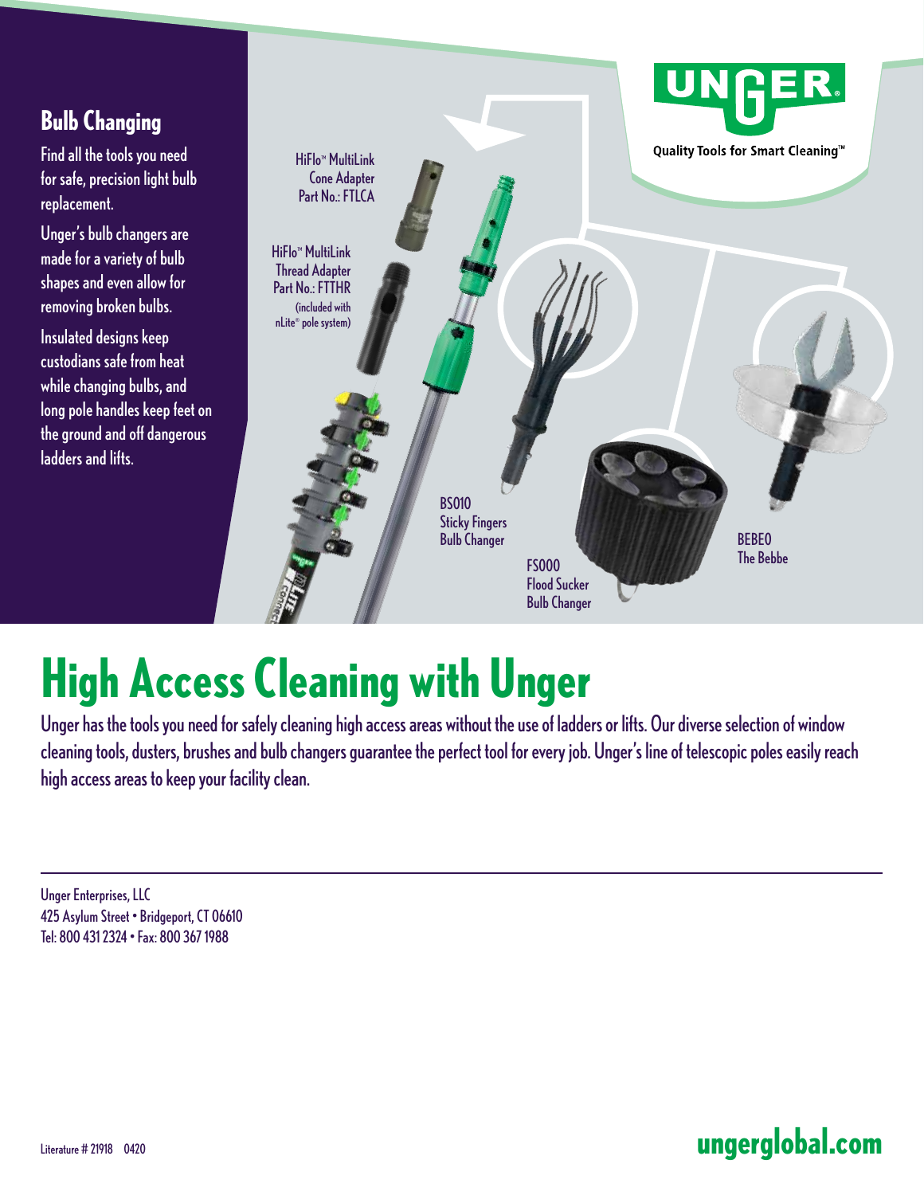## Bulb Changing

Find all the tools you need for safe, precision light bulb replacement.

Unger's bulb changers are made for a variety of bulb shapes and even allow for removing broken bulbs.

Insulated designs keep custodians safe from heat while changing bulbs, and long pole handles keep feet on the ground and off dangerous ladders and lifts.

HiFlo™ MultiLink Cone Adapter Part No.: FTLCA

HiFlo™ MultiLink Thread Adapter Part No.: FTTHR (included with nLite® pole system)

BS010 Sticky Fingers Bulb Changer

FS000 Flood Sucker Bulb Changer

BEBE0 The Bebbe

UNGER

Quality Tools for Smart Cleaning™

# High Access Cleaning with Unger

Unger has the tools you need for safely cleaning high access areas without the use of ladders or lifts. Our diverse selection of window cleaning tools, dusters, brushes and bulb changers guarantee the perfect tool for every job. Unger's line of telescopic poles easily reach high access areas to keep your facility clean.

Unger Enterprises, LLC
425 Asylum Street • Bridgeport, CT 06610
Tel: 800 431 2324 • Fax: 800 367 1988

Literature # 21918 0420

**ungerglobal.com**